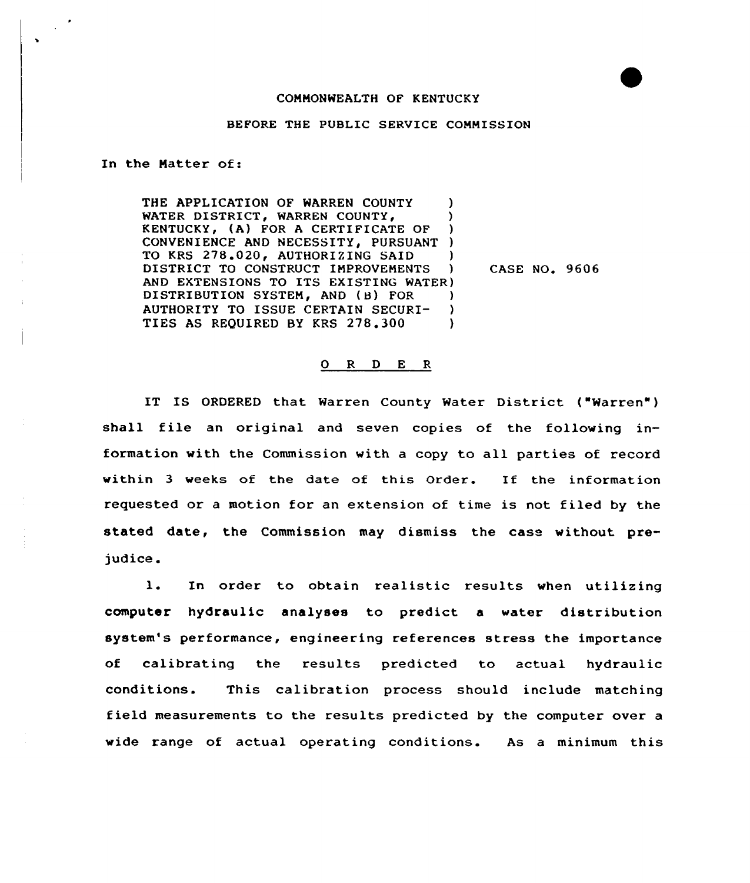COMMONWEALTH OF KENTUCKY

BEFORE THE PUBLIC SERVICE COMMISSION

In the Matter of:

THE APPLICATION OF WARREN COUNTY WATER DISTRICT, WARREN COUNTY, KENTUCKY, (A) FOR A CERTIFICATE OF CONVENIENCE AND NECESSITY, PURSUANT TO KRS 278.020, AUTHORIZING SAID DISTRICT TO CONSTRUCT IMPROVEMENTS AND EXTENSIONS TO ITS EXISTING WATER DISTRIBUTION SYSTEM, AND (B) FOR AUTHORITY TO ISSUE CERTAIN SECURITIES AS REQUIRED BY KRS 278.300

CASE NO. 9606

O R D E R

IT IS ORDERED that Warren County Water District ("Warren") shall file an original and seven copies of the following information with the Commission with a copy to all parties of record within 3 weeks of the date of this Order. If the information requested or a motion for an extension of time is not filed by the stated date, the Commission may dismiss the case without prejudice.

1. In order to obtain realistic results when utilizing computer hydraulic analyses to predict a water distribution system's performance, engineering references stress the importance of calibrating the results predicted to actual hydraulic conditions. This calibration process should include matching field measurements to the results predicted by the computer over a wide range of actual operating conditions. As a minimum this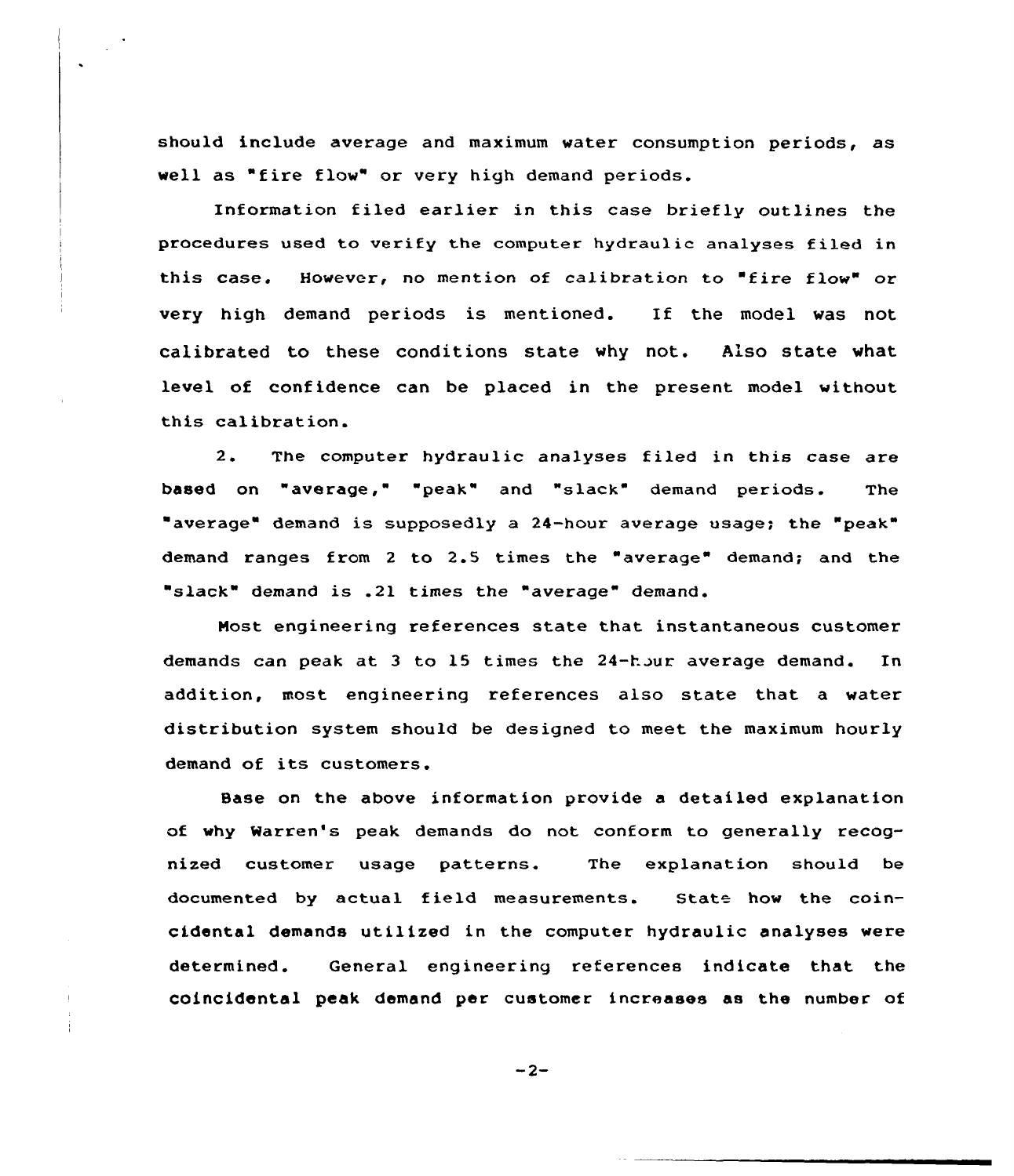should include average and maximum water consumption periods, as well as "fire flow" or very high demand periods.

Information filed earlier in this case briefly outlines the procedures used to verify the computer hydraulic analyses filed in this case. However, no mention of calibration to "fire flow" or very high demand periods is mentioned. If the model was not calibrated to these conditions state why not. Also state what level of confidence can be placed in the present model without this calibration.

2. The computer hydraulic analyses filed in this case are based on "average," "peak" and "slack" demand periods. The "average" demand is supposedly a 24-hour average usage; the "peak" demand ranges from 2 to 2.5 times the "average" demand; and the "slack" demand is .21 times the "average" demand.

Most engineering references state that instantaneous customer demands can peak at 3 to 15 times the 24-hour average demand. In addition, most engineering references also state that a water distribution system should be designed to meet the maximum hourly demand of its customers.

Base on the above information provide a detailed explanation of why Warren's peak demands do not conform to generally recognized customer usage patterns. The explanation should be documented by actual field measurements. State how the coincidental demands utilized in the computer hydraulic analyses were determined. General engineering references indicate that the coincidental peak demand per customer increases as the number of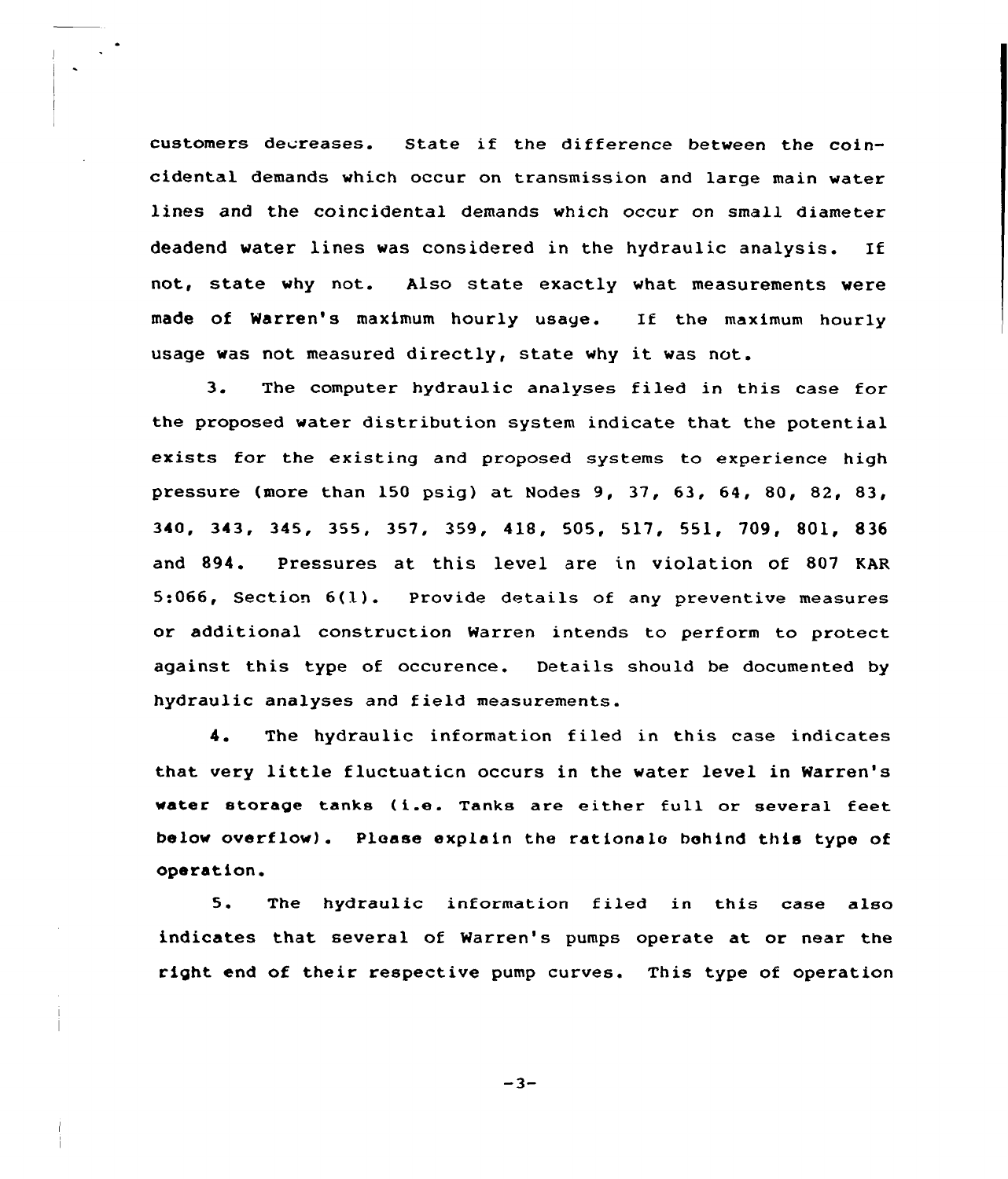customers decreases. State if the difference between the coincidental demands which occur on transmission and large main water lines and the coincidental demands which occur on small diameter deadend water lines was considered in the hydraulic analysis. If not, state why not. Also state exactly what measurements were made of Warren's maximum hourly usage. If the maximum hourly usage was not measured directly, state why it was not.

3. The computer hydraulic analyses filed in this case for the proposed water distribution system indicate that the potential exists for the existing and proposed systems to experience high pressure (more than 150 psig) at Nodes 9, 37, 63, 64, 80, 82, 83, 340, 343, 345, 355, 357, 359, 418, 505, 517, 551, 709, 801, 836 and 894. Pressures at this level are in violation of 807 KAR 5:066, Section 6(1). Provide details of any preventive measures or additional construction Warren intends to perform to protect against this type of occurence. Details should be documented by hydraulic analyses and field measurements.

4. The hydraulic information filed in this case indicates that very little fluctuation occurs in the water level in Warren's water storage tanks (i.e. Tanks are either full or several feet below overflow). Please explain the rationale behind this type of operation.

5. The hydraulic information filed in this case also indicates that several of Warren's pumps operate at or near the right end of their respective pump curves. This type of operation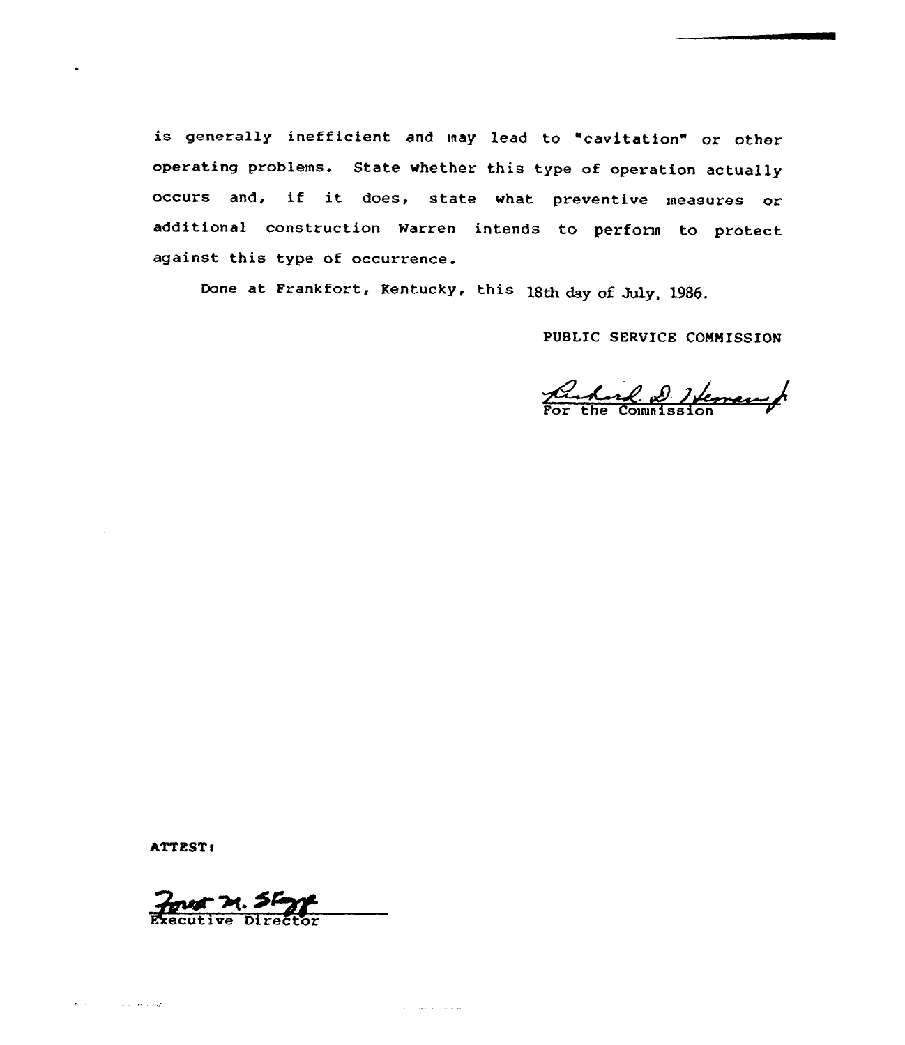is generally inefficient and may lead to "cavitation" or other operating problems. State whether this type of operation actually occurs and, if it does, state what preventive measures or additional construction Warren intends to perform to protect against this type of occurrence.

Done at Frankfort, Kentucky, this 18th day of July, 1986.

PUBLIC SERVICE COMMISSION

For the Commission

ATTEST:

Executive Director